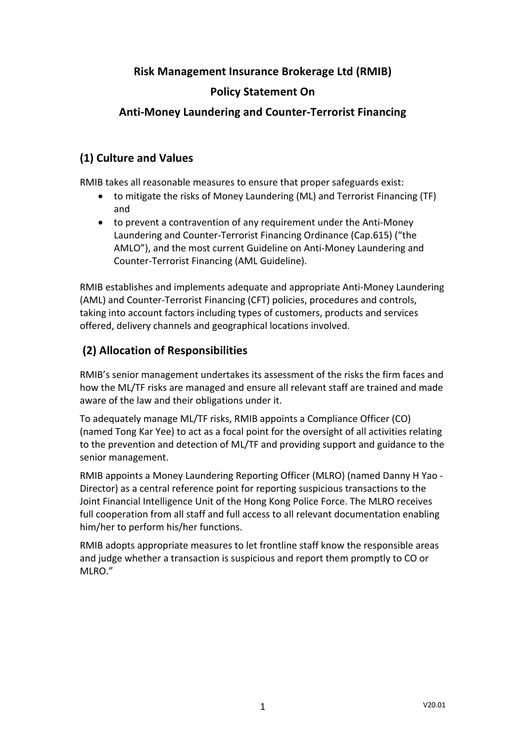# Risk Management Insurance Brokerage Ltd (RMIB)
# Policy Statement On
# Anti-Money Laundering and Counter-Terrorist Financing

## (1) Culture and Values

RMIB takes all reasonable measures to ensure that proper safeguards exist:

- to mitigate the risks of Money Laundering (ML) and Terrorist Financing (TF) and
- to prevent a contravention of any requirement under the Anti-Money Laundering and Counter-Terrorist Financing Ordinance (Cap.615) ("the AMLO"), and the most current Guideline on Anti-Money Laundering and Counter-Terrorist Financing (AML Guideline).

RMIB establishes and implements adequate and appropriate Anti-Money Laundering (AML) and Counter-Terrorist Financing (CFT) policies, procedures and controls, taking into account factors including types of customers, products and services offered, delivery channels and geographical locations involved.

## (2) Allocation of Responsibilities

RMIB's senior management undertakes its assessment of the risks the firm faces and how the ML/TF risks are managed and ensure all relevant staff are trained and made aware of the law and their obligations under it.

To adequately manage ML/TF risks, RMIB appoints a Compliance Officer (CO) (named Tong Kar Yee) to act as a focal point for the oversight of all activities relating to the prevention and detection of ML/TF and providing support and guidance to the senior management.

RMIB appoints a Money Laundering Reporting Officer (MLRO) (named Danny H Yao - Director) as a central reference point for reporting suspicious transactions to the Joint Financial Intelligence Unit of the Hong Kong Police Force. The MLRO receives full cooperation from all staff and full access to all relevant documentation enabling him/her to perform his/her functions.

RMIB adopts appropriate measures to let frontline staff know the responsible areas and judge whether a transaction is suspicious and report them promptly to CO or MLRO."

V20.01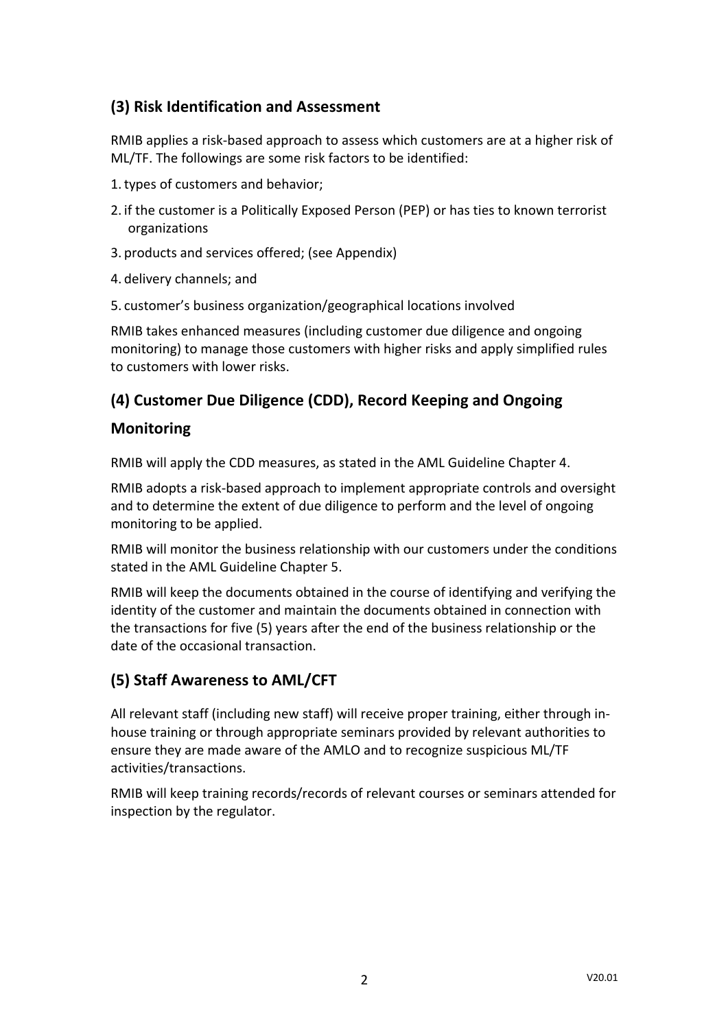## (3) Risk Identification and Assessment

RMIB applies a risk-based approach to assess which customers are at a higher risk of ML/TF. The followings are some risk factors to be identified:

1. types of customers and behavior;
2. if the customer is a Politically Exposed Person (PEP) or has ties to known terrorist organizations
3. products and services offered; (see Appendix)
4. delivery channels; and
5. customer's business organization/geographical locations involved

RMIB takes enhanced measures (including customer due diligence and ongoing monitoring) to manage those customers with higher risks and apply simplified rules to customers with lower risks.

## (4) Customer Due Diligence (CDD), Record Keeping and Ongoing Monitoring

RMIB will apply the CDD measures, as stated in the AML Guideline Chapter 4.

RMIB adopts a risk-based approach to implement appropriate controls and oversight and to determine the extent of due diligence to perform and the level of ongoing monitoring to be applied.

RMIB will monitor the business relationship with our customers under the conditions stated in the AML Guideline Chapter 5.

RMIB will keep the documents obtained in the course of identifying and verifying the identity of the customer and maintain the documents obtained in connection with the transactions for five (5) years after the end of the business relationship or the date of the occasional transaction.

## (5) Staff Awareness to AML/CFT

All relevant staff (including new staff) will receive proper training, either through in-house training or through appropriate seminars provided by relevant authorities to ensure they are made aware of the AMLO and to recognize suspicious ML/TF activities/transactions.

RMIB will keep training records/records of relevant courses or seminars attended for inspection by the regulator.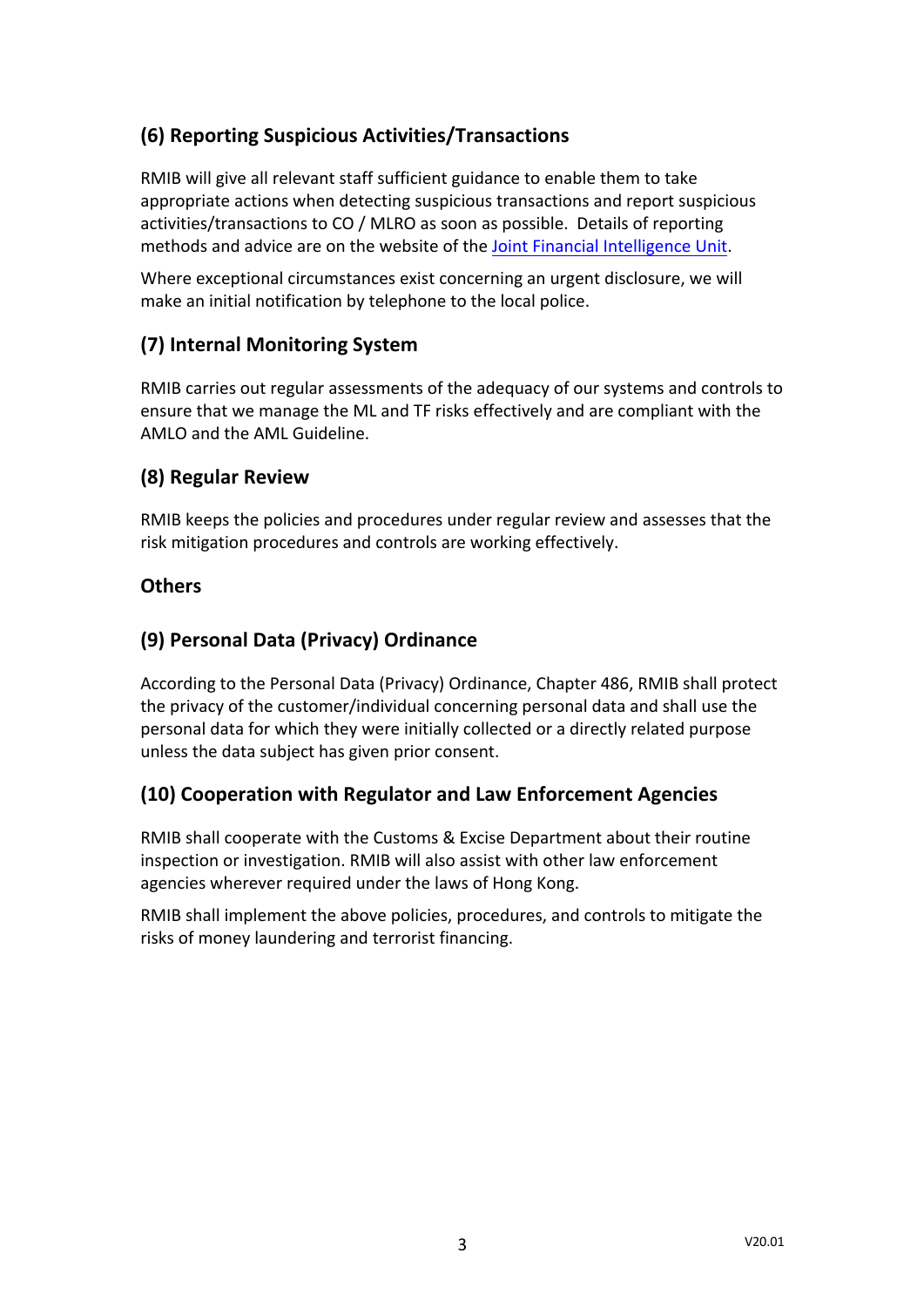## (6) Reporting Suspicious Activities/Transactions

RMIB will give all relevant staff sufficient guidance to enable them to take appropriate actions when detecting suspicious transactions and report suspicious activities/transactions to CO / MLRO as soon as possible. Details of reporting methods and advice are on the website of the Joint Financial Intelligence Unit.

Where exceptional circumstances exist concerning an urgent disclosure, we will make an initial notification by telephone to the local police.

## (7) Internal Monitoring System

RMIB carries out regular assessments of the adequacy of our systems and controls to ensure that we manage the ML and TF risks effectively and are compliant with the AMLO and the AML Guideline.

## (8) Regular Review

RMIB keeps the policies and procedures under regular review and assesses that the risk mitigation procedures and controls are working effectively.

## Others

## (9) Personal Data (Privacy) Ordinance

According to the Personal Data (Privacy) Ordinance, Chapter 486, RMIB shall protect the privacy of the customer/individual concerning personal data and shall use the personal data for which they were initially collected or a directly related purpose unless the data subject has given prior consent.

## (10) Cooperation with Regulator and Law Enforcement Agencies

RMIB shall cooperate with the Customs & Excise Department about their routine inspection or investigation. RMIB will also assist with other law enforcement agencies wherever required under the laws of Hong Kong.

RMIB shall implement the above policies, procedures, and controls to mitigate the risks of money laundering and terrorist financing.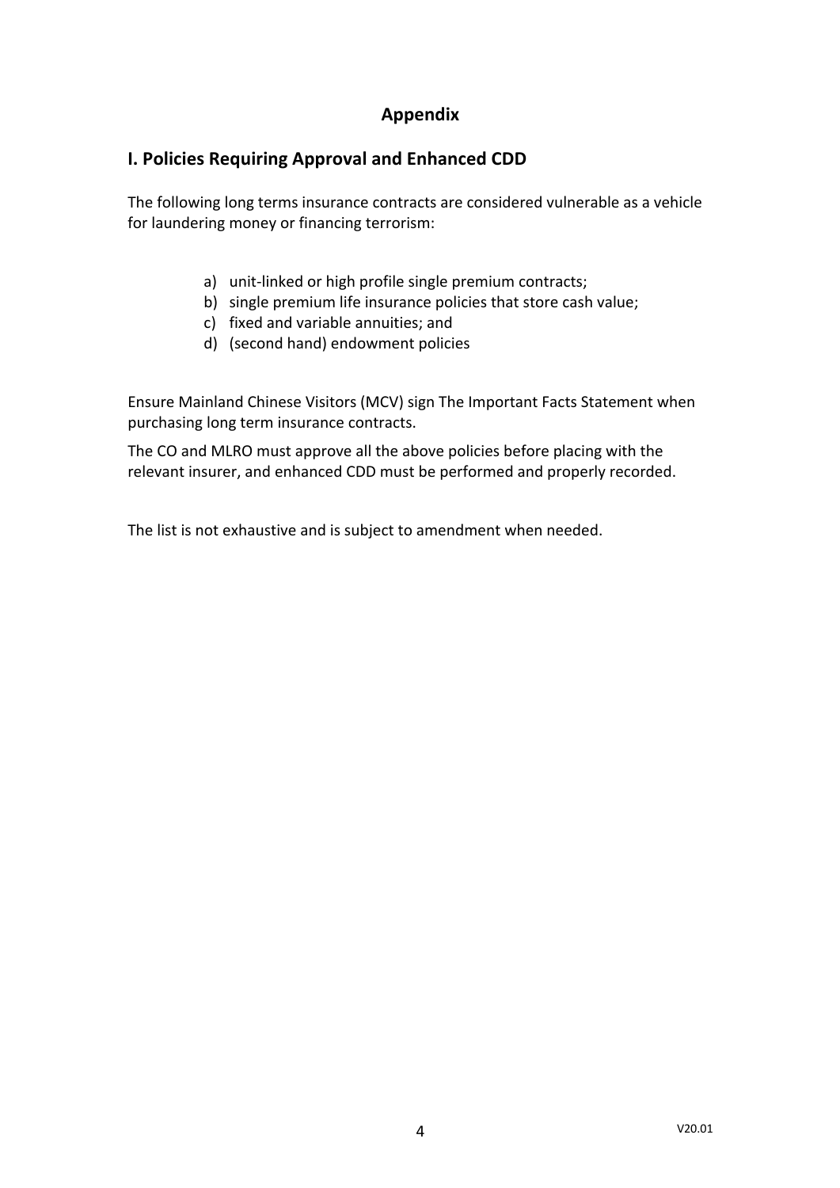# Appendix

## I. Policies Requiring Approval and Enhanced CDD

The following long terms insurance contracts are considered vulnerable as a vehicle for laundering money or financing terrorism:

a) unit-linked or high profile single premium contracts;
b) single premium life insurance policies that store cash value;
c) fixed and variable annuities; and
d) (second hand) endowment policies

Ensure Mainland Chinese Visitors (MCV) sign The Important Facts Statement when purchasing long term insurance contracts.

The CO and MLRO must approve all the above policies before placing with the relevant insurer, and enhanced CDD must be performed and properly recorded.

The list is not exhaustive and is subject to amendment when needed.

V20.01